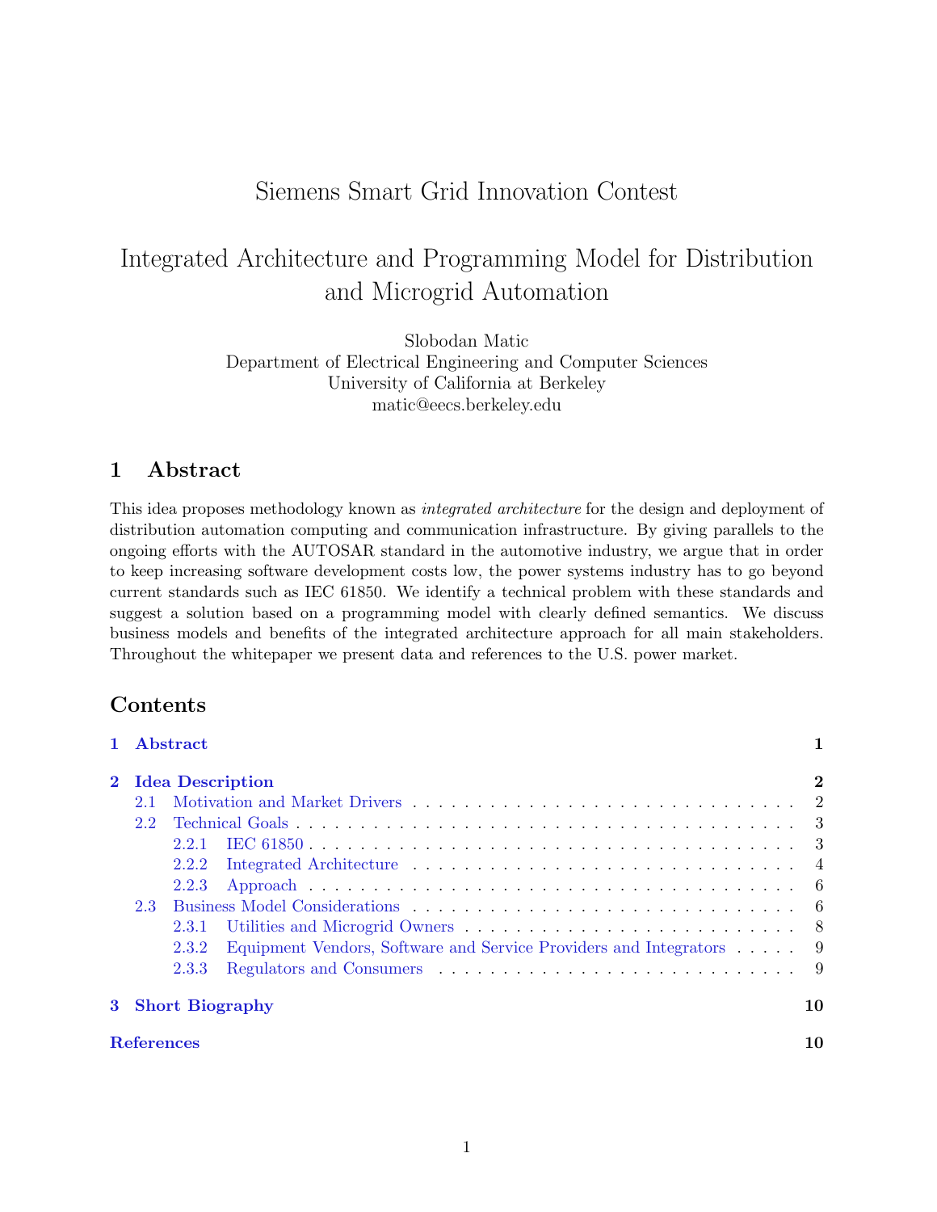# Siemens Smart Grid Innovation Contest

# Integrated Architecture and Programming Model for Distribution and Microgrid Automation

Slobodan Matic
Department of Electrical Engineering and Computer Sciences
University of California at Berkeley
matic@eecs.berkeley.edu

## 1 Abstract

This idea proposes methodology known as *integrated architecture* for the design and deployment of distribution automation computing and communication infrastructure. By giving parallels to the ongoing efforts with the AUTOSAR standard in the automotive industry, we argue that in order to keep increasing software development costs low, the power systems industry has to go beyond current standards such as IEC 61850. We identify a technical problem with these standards and suggest a solution based on a programming model with clearly defined semantics. We discuss business models and benefits of the integrated architecture approach for all main stakeholders. Throughout the whitepaper we present data and references to the U.S. power market.

## Contents

- **1 Abstract** — 1
- **2 Idea Description** — 2
  - 2.1 Motivation and Market Drivers — 2
  - 2.2 Technical Goals — 3
    - 2.2.1 IEC 61850 — 3
    - 2.2.2 Integrated Architecture — 4
    - 2.2.3 Approach — 6
  - 2.3 Business Model Considerations — 6
    - 2.3.1 Utilities and Microgrid Owners — 8
    - 2.3.2 Equipment Vendors, Software and Service Providers and Integrators — 9
    - 2.3.3 Regulators and Consumers — 9
- **3 Short Biography** — 10
- **References** — 10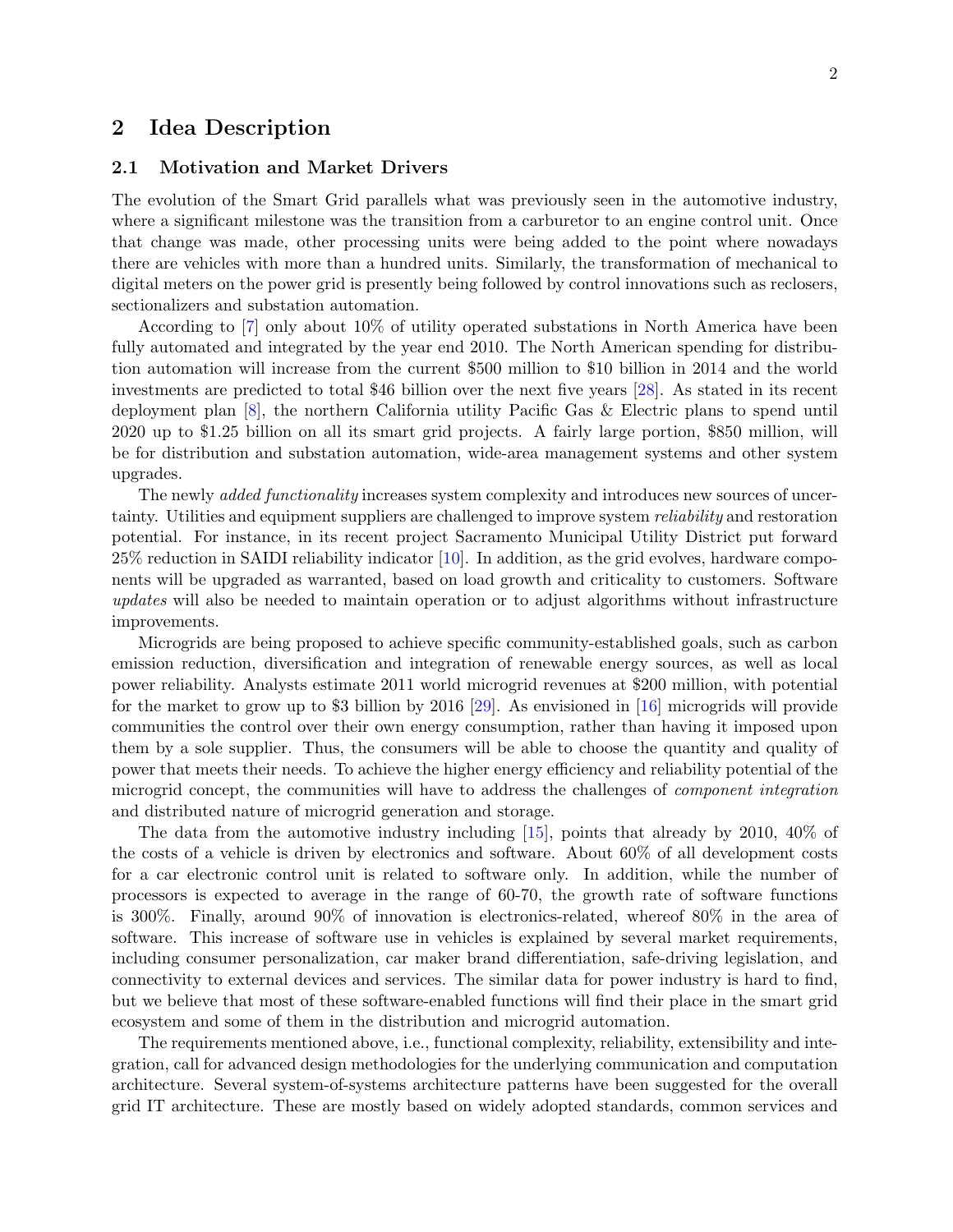## 2 Idea Description

### 2.1 Motivation and Market Drivers

The evolution of the Smart Grid parallels what was previously seen in the automotive industry, where a significant milestone was the transition from a carburetor to an engine control unit. Once that change was made, other processing units were being added to the point where nowadays there are vehicles with more than a hundred units. Similarly, the transformation of mechanical to digital meters on the power grid is presently being followed by control innovations such as reclosers, sectionalizers and substation automation.

According to [7] only about 10% of utility operated substations in North America have been fully automated and integrated by the year end 2010. The North American spending for distribution automation will increase from the current $500 million to $10 billion in 2014 and the world investments are predicted to total $46 billion over the next five years [28]. As stated in its recent deployment plan [8], the northern California utility Pacific Gas & Electric plans to spend until 2020 up to $1.25 billion on all its smart grid projects. A fairly large portion, $850 million, will be for distribution and substation automation, wide-area management systems and other system upgrades.

The newly *added functionality* increases system complexity and introduces new sources of uncertainty. Utilities and equipment suppliers are challenged to improve system *reliability* and restoration potential. For instance, in its recent project Sacramento Municipal Utility District put forward 25% reduction in SAIDI reliability indicator [10]. In addition, as the grid evolves, hardware components will be upgraded as warranted, based on load growth and criticality to customers. Software *updates* will also be needed to maintain operation or to adjust algorithms without infrastructure improvements.

Microgrids are being proposed to achieve specific community-established goals, such as carbon emission reduction, diversification and integration of renewable energy sources, as well as local power reliability. Analysts estimate 2011 world microgrid revenues at $200 million, with potential for the market to grow up to $3 billion by 2016 [29]. As envisioned in [16] microgrids will provide communities the control over their own energy consumption, rather than having it imposed upon them by a sole supplier. Thus, the consumers will be able to choose the quantity and quality of power that meets their needs. To achieve the higher energy efficiency and reliability potential of the microgrid concept, the communities will have to address the challenges of *component integration* and distributed nature of microgrid generation and storage.

The data from the automotive industry including [15], points that already by 2010, 40% of the costs of a vehicle is driven by electronics and software. About 60% of all development costs for a car electronic control unit is related to software only. In addition, while the number of processors is expected to average in the range of 60-70, the growth rate of software functions is 300%. Finally, around 90% of innovation is electronics-related, whereof 80% in the area of software. This increase of software use in vehicles is explained by several market requirements, including consumer personalization, car maker brand differentiation, safe-driving legislation, and connectivity to external devices and services. The similar data for power industry is hard to find, but we believe that most of these software-enabled functions will find their place in the smart grid ecosystem and some of them in the distribution and microgrid automation.

The requirements mentioned above, i.e., functional complexity, reliability, extensibility and integration, call for advanced design methodologies for the underlying communication and computation architecture. Several system-of-systems architecture patterns have been suggested for the overall grid IT architecture. These are mostly based on widely adopted standards, common services and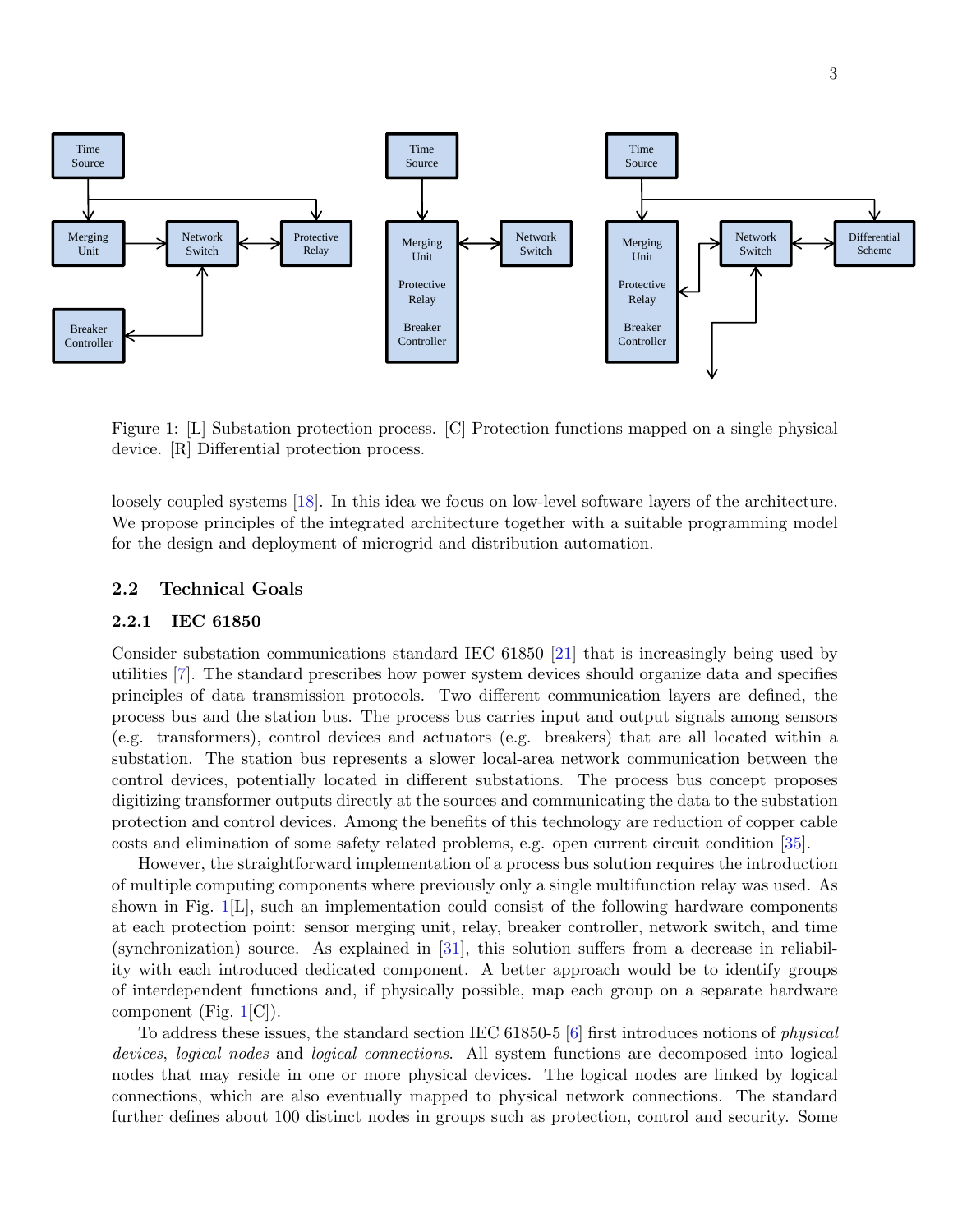Figure 1: [L] Substation protection process. [C] Protection functions mapped on a single physical device. [R] Differential protection process.

loosely coupled systems [18]. In this idea we focus on low-level software layers of the architecture. We propose principles of the integrated architecture together with a suitable programming model for the design and deployment of microgrid and distribution automation.

## 2.2 Technical Goals

### 2.2.1 IEC 61850

Consider substation communications standard IEC 61850 [21] that is increasingly being used by utilities [7]. The standard prescribes how power system devices should organize data and specifies principles of data transmission protocols. Two different communication layers are defined, the process bus and the station bus. The process bus carries input and output signals among sensors (e.g. transformers), control devices and actuators (e.g. breakers) that are all located within a substation. The station bus represents a slower local-area network communication between the control devices, potentially located in different substations. The process bus concept proposes digitizing transformer outputs directly at the sources and communicating the data to the substation protection and control devices. Among the benefits of this technology are reduction of copper cable costs and elimination of some safety related problems, e.g. open current circuit condition [35].

However, the straightforward implementation of a process bus solution requires the introduction of multiple computing components where previously only a single multifunction relay was used. As shown in Fig. 1[L], such an implementation could consist of the following hardware components at each protection point: sensor merging unit, relay, breaker controller, network switch, and time (synchronization) source. As explained in [31], this solution suffers from a decrease in reliability with each introduced dedicated component. A better approach would be to identify groups of interdependent functions and, if physically possible, map each group on a separate hardware component (Fig. 1[C]).

To address these issues, the standard section IEC 61850-5 [6] first introduces notions of *physical devices*, *logical nodes* and *logical connections*. All system functions are decomposed into logical nodes that may reside in one or more physical devices. The logical nodes are linked by logical connections, which are also eventually mapped to physical network connections. The standard further defines about 100 distinct nodes in groups such as protection, control and security. Some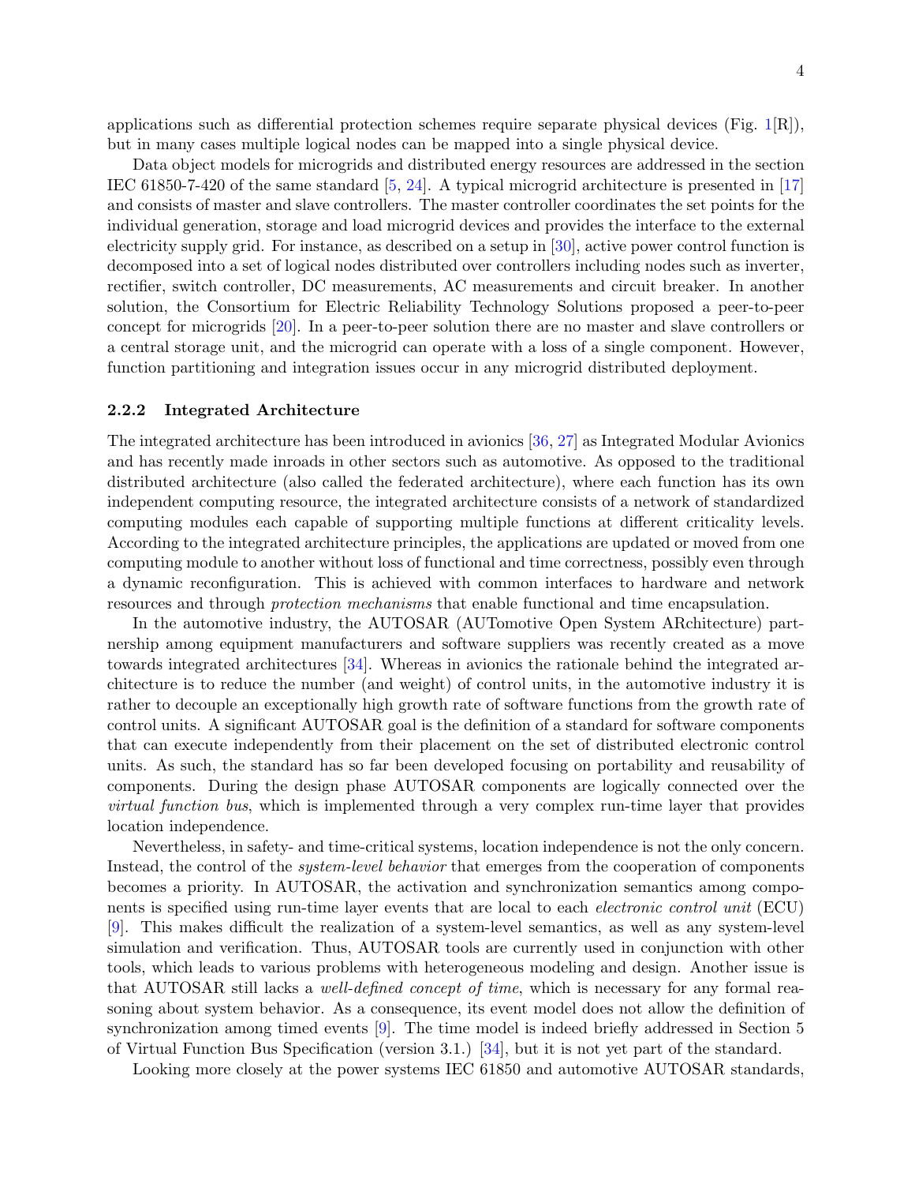applications such as differential protection schemes require separate physical devices (Fig. 1[R]), but in many cases multiple logical nodes can be mapped into a single physical device.

Data object models for microgrids and distributed energy resources are addressed in the section IEC 61850-7-420 of the same standard [5, 24]. A typical microgrid architecture is presented in [17] and consists of master and slave controllers. The master controller coordinates the set points for the individual generation, storage and load microgrid devices and provides the interface to the external electricity supply grid. For instance, as described on a setup in [30], active power control function is decomposed into a set of logical nodes distributed over controllers including nodes such as inverter, rectifier, switch controller, DC measurements, AC measurements and circuit breaker. In another solution, the Consortium for Electric Reliability Technology Solutions proposed a peer-to-peer concept for microgrids [20]. In a peer-to-peer solution there are no master and slave controllers or a central storage unit, and the microgrid can operate with a loss of a single component. However, function partitioning and integration issues occur in any microgrid distributed deployment.

### 2.2.2 Integrated Architecture

The integrated architecture has been introduced in avionics [36, 27] as Integrated Modular Avionics and has recently made inroads in other sectors such as automotive. As opposed to the traditional distributed architecture (also called the federated architecture), where each function has its own independent computing resource, the integrated architecture consists of a network of standardized computing modules each capable of supporting multiple functions at different criticality levels. According to the integrated architecture principles, the applications are updated or moved from one computing module to another without loss of functional and time correctness, possibly even through a dynamic reconfiguration. This is achieved with common interfaces to hardware and network resources and through *protection mechanisms* that enable functional and time encapsulation.

In the automotive industry, the AUTOSAR (AUTomotive Open System ARchitecture) partnership among equipment manufacturers and software suppliers was recently created as a move towards integrated architectures [34]. Whereas in avionics the rationale behind the integrated architecture is to reduce the number (and weight) of control units, in the automotive industry it is rather to decouple an exceptionally high growth rate of software functions from the growth rate of control units. A significant AUTOSAR goal is the definition of a standard for software components that can execute independently from their placement on the set of distributed electronic control units. As such, the standard has so far been developed focusing on portability and reusability of components. During the design phase AUTOSAR components are logically connected over the *virtual function bus*, which is implemented through a very complex run-time layer that provides location independence.

Nevertheless, in safety- and time-critical systems, location independence is not the only concern. Instead, the control of the *system-level behavior* that emerges from the cooperation of components becomes a priority. In AUTOSAR, the activation and synchronization semantics among components is specified using run-time layer events that are local to each *electronic control unit* (ECU) [9]. This makes difficult the realization of a system-level semantics, as well as any system-level simulation and verification. Thus, AUTOSAR tools are currently used in conjunction with other tools, which leads to various problems with heterogeneous modeling and design. Another issue is that AUTOSAR still lacks a *well-defined concept of time*, which is necessary for any formal reasoning about system behavior. As a consequence, its event model does not allow the definition of synchronization among timed events [9]. The time model is indeed briefly addressed in Section 5 of Virtual Function Bus Specification (version 3.1.) [34], but it is not yet part of the standard.

Looking more closely at the power systems IEC 61850 and automotive AUTOSAR standards,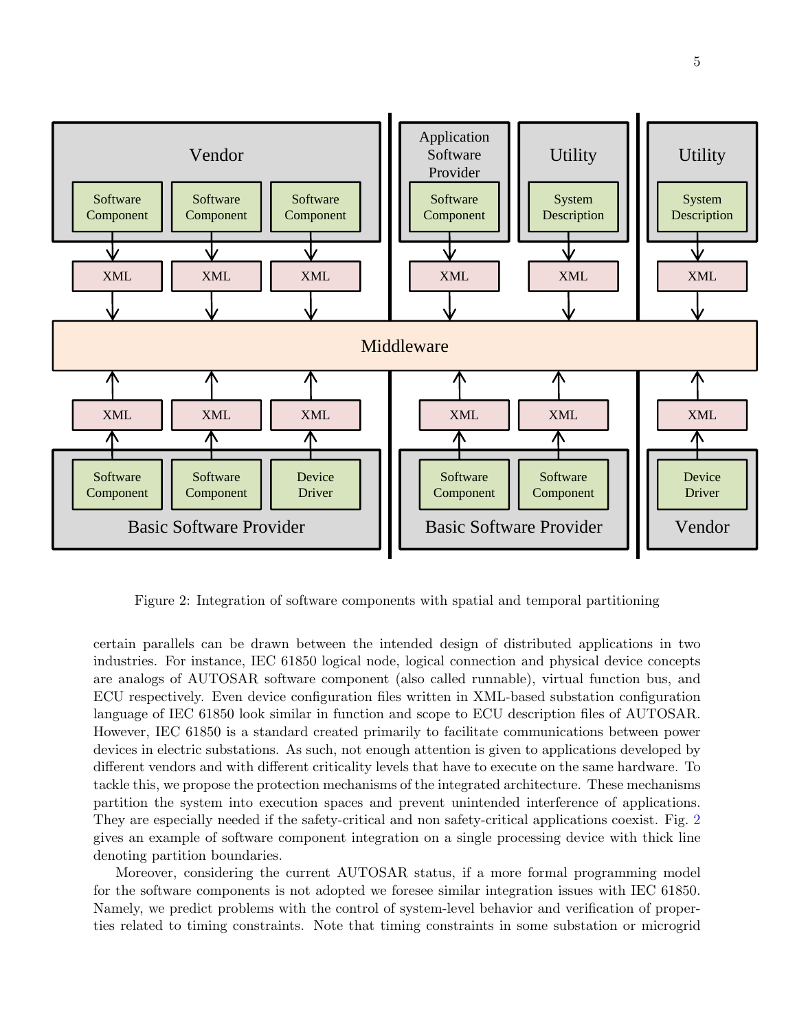Figure 2: Integration of software components with spatial and temporal partitioning

certain parallels can be drawn between the intended design of distributed applications in two industries. For instance, IEC 61850 logical node, logical connection and physical device concepts are analogs of AUTOSAR software component (also called runnable), virtual function bus, and ECU respectively. Even device configuration files written in XML-based substation configuration language of IEC 61850 look similar in function and scope to ECU description files of AUTOSAR. However, IEC 61850 is a standard created primarily to facilitate communications between power devices in electric substations. As such, not enough attention is given to applications developed by different vendors and with different criticality levels that have to execute on the same hardware. To tackle this, we propose the protection mechanisms of the integrated architecture. These mechanisms partition the system into execution spaces and prevent unintended interference of applications. They are especially needed if the safety-critical and non safety-critical applications coexist. Fig. 2 gives an example of software component integration on a single processing device with thick line denoting partition boundaries.

Moreover, considering the current AUTOSAR status, if a more formal programming model for the software components is not adopted we foresee similar integration issues with IEC 61850. Namely, we predict problems with the control of system-level behavior and verification of properties related to timing constraints. Note that timing constraints in some substation or microgrid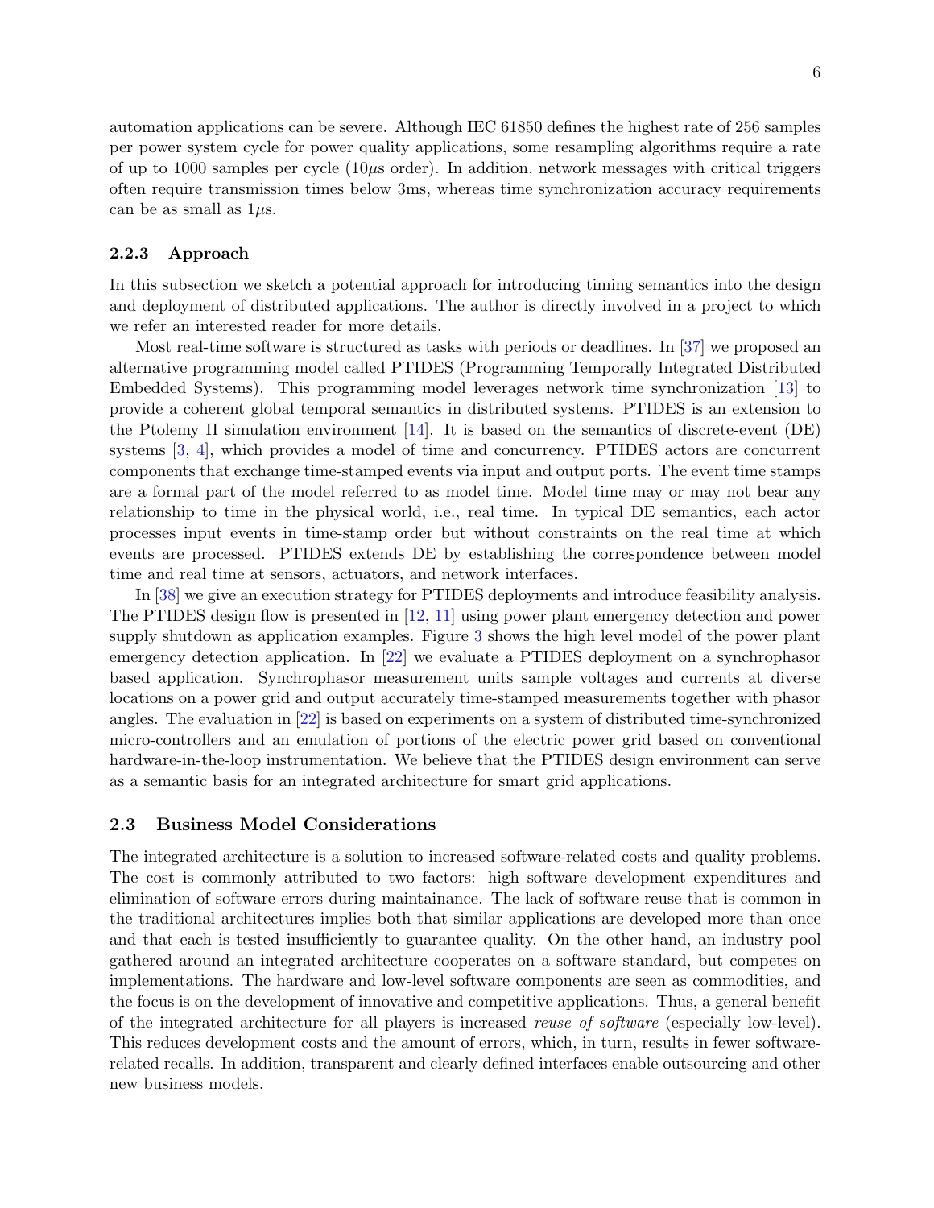automation applications can be severe. Although IEC 61850 defines the highest rate of 256 samples per power system cycle for power quality applications, some resampling algorithms require a rate of up to 1000 samples per cycle ($10\mu$s order). In addition, network messages with critical triggers often require transmission times below 3ms, whereas time synchronization accuracy requirements can be as small as $1\mu$s.

### 2.2.3 Approach

In this subsection we sketch a potential approach for introducing timing semantics into the design and deployment of distributed applications. The author is directly involved in a project to which we refer an interested reader for more details.

Most real-time software is structured as tasks with periods or deadlines. In [37] we proposed an alternative programming model called PTIDES (Programming Temporally Integrated Distributed Embedded Systems). This programming model leverages network time synchronization [13] to provide a coherent global temporal semantics in distributed systems. PTIDES is an extension to the Ptolemy II simulation environment [14]. It is based on the semantics of discrete-event (DE) systems [3, 4], which provides a model of time and concurrency. PTIDES actors are concurrent components that exchange time-stamped events via input and output ports. The event time stamps are a formal part of the model referred to as model time. Model time may or may not bear any relationship to time in the physical world, i.e., real time. In typical DE semantics, each actor processes input events in time-stamp order but without constraints on the real time at which events are processed. PTIDES extends DE by establishing the correspondence between model time and real time at sensors, actuators, and network interfaces.

In [38] we give an execution strategy for PTIDES deployments and introduce feasibility analysis. The PTIDES design flow is presented in [12, 11] using power plant emergency detection and power supply shutdown as application examples. Figure 3 shows the high level model of the power plant emergency detection application. In [22] we evaluate a PTIDES deployment on a synchrophasor based application. Synchrophasor measurement units sample voltages and currents at diverse locations on a power grid and output accurately time-stamped measurements together with phasor angles. The evaluation in [22] is based on experiments on a system of distributed time-synchronized micro-controllers and an emulation of portions of the electric power grid based on conventional hardware-in-the-loop instrumentation. We believe that the PTIDES design environment can serve as a semantic basis for an integrated architecture for smart grid applications.

## 2.3 Business Model Considerations

The integrated architecture is a solution to increased software-related costs and quality problems. The cost is commonly attributed to two factors: high software development expenditures and elimination of software errors during maintainance. The lack of software reuse that is common in the traditional architectures implies both that similar applications are developed more than once and that each is tested insufficiently to guarantee quality. On the other hand, an industry pool gathered around an integrated architecture cooperates on a software standard, but competes on implementations. The hardware and low-level software components are seen as commodities, and the focus is on the development of innovative and competitive applications. Thus, a general benefit of the integrated architecture for all players is increased *reuse of software* (especially low-level). This reduces development costs and the amount of errors, which, in turn, results in fewer software-related recalls. In addition, transparent and clearly defined interfaces enable outsourcing and other new business models.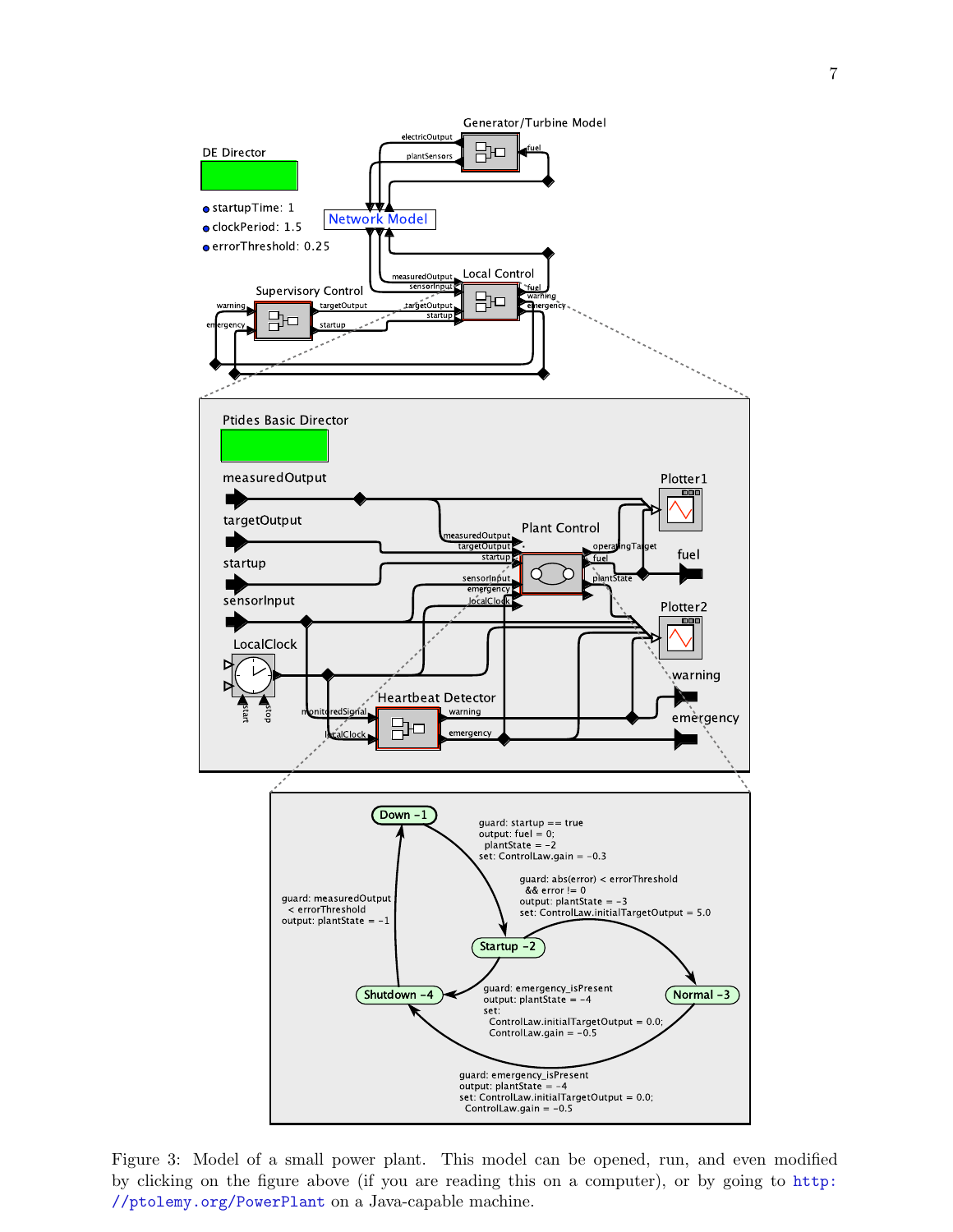Figure 3: Model of a small power plant. This model can be opened, run, and even modified by clicking on the figure above (if you are reading this on a computer), or by going to http://ptolemy.org/PowerPlant on a Java-capable machine.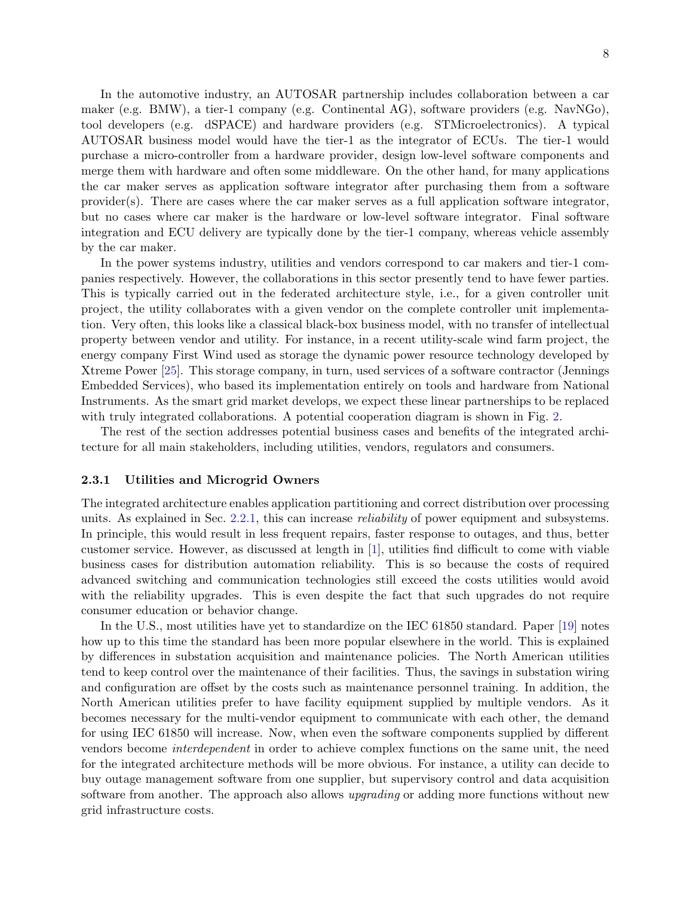In the automotive industry, an AUTOSAR partnership includes collaboration between a car maker (e.g. BMW), a tier-1 company (e.g. Continental AG), software providers (e.g. NavNGo), tool developers (e.g. dSPACE) and hardware providers (e.g. STMicroelectronics). A typical AUTOSAR business model would have the tier-1 as the integrator of ECUs. The tier-1 would purchase a micro-controller from a hardware provider, design low-level software components and merge them with hardware and often some middleware. On the other hand, for many applications the car maker serves as application software integrator after purchasing them from a software provider(s). There are cases where the car maker serves as a full application software integrator, but no cases where car maker is the hardware or low-level software integrator. Final software integration and ECU delivery are typically done by the tier-1 company, whereas vehicle assembly by the car maker.

In the power systems industry, utilities and vendors correspond to car makers and tier-1 companies respectively. However, the collaborations in this sector presently tend to have fewer parties. This is typically carried out in the federated architecture style, i.e., for a given controller unit project, the utility collaborates with a given vendor on the complete controller unit implementation. Very often, this looks like a classical black-box business model, with no transfer of intellectual property between vendor and utility. For instance, in a recent utility-scale wind farm project, the energy company First Wind used as storage the dynamic power resource technology developed by Xtreme Power [25]. This storage company, in turn, used services of a software contractor (Jennings Embedded Services), who based its implementation entirely on tools and hardware from National Instruments. As the smart grid market develops, we expect these linear partnerships to be replaced with truly integrated collaborations. A potential cooperation diagram is shown in Fig. 2.

The rest of the section addresses potential business cases and benefits of the integrated architecture for all main stakeholders, including utilities, vendors, regulators and consumers.

### 2.3.1 Utilities and Microgrid Owners

The integrated architecture enables application partitioning and correct distribution over processing units. As explained in Sec. 2.2.1, this can increase *reliability* of power equipment and subsystems. In principle, this would result in less frequent repairs, faster response to outages, and thus, better customer service. However, as discussed at length in [1], utilities find difficult to come with viable business cases for distribution automation reliability. This is so because the costs of required advanced switching and communication technologies still exceed the costs utilities would avoid with the reliability upgrades. This is even despite the fact that such upgrades do not require consumer education or behavior change.

In the U.S., most utilities have yet to standardize on the IEC 61850 standard. Paper [19] notes how up to this time the standard has been more popular elsewhere in the world. This is explained by differences in substation acquisition and maintenance policies. The North American utilities tend to keep control over the maintenance of their facilities. Thus, the savings in substation wiring and configuration are offset by the costs such as maintenance personnel training. In addition, the North American utilities prefer to have facility equipment supplied by multiple vendors. As it becomes necessary for the multi-vendor equipment to communicate with each other, the demand for using IEC 61850 will increase. Now, when even the software components supplied by different vendors become *interdependent* in order to achieve complex functions on the same unit, the need for the integrated architecture methods will be more obvious. For instance, a utility can decide to buy outage management software from one supplier, but supervisory control and data acquisition software from another. The approach also allows *upgrading* or adding more functions without new grid infrastructure costs.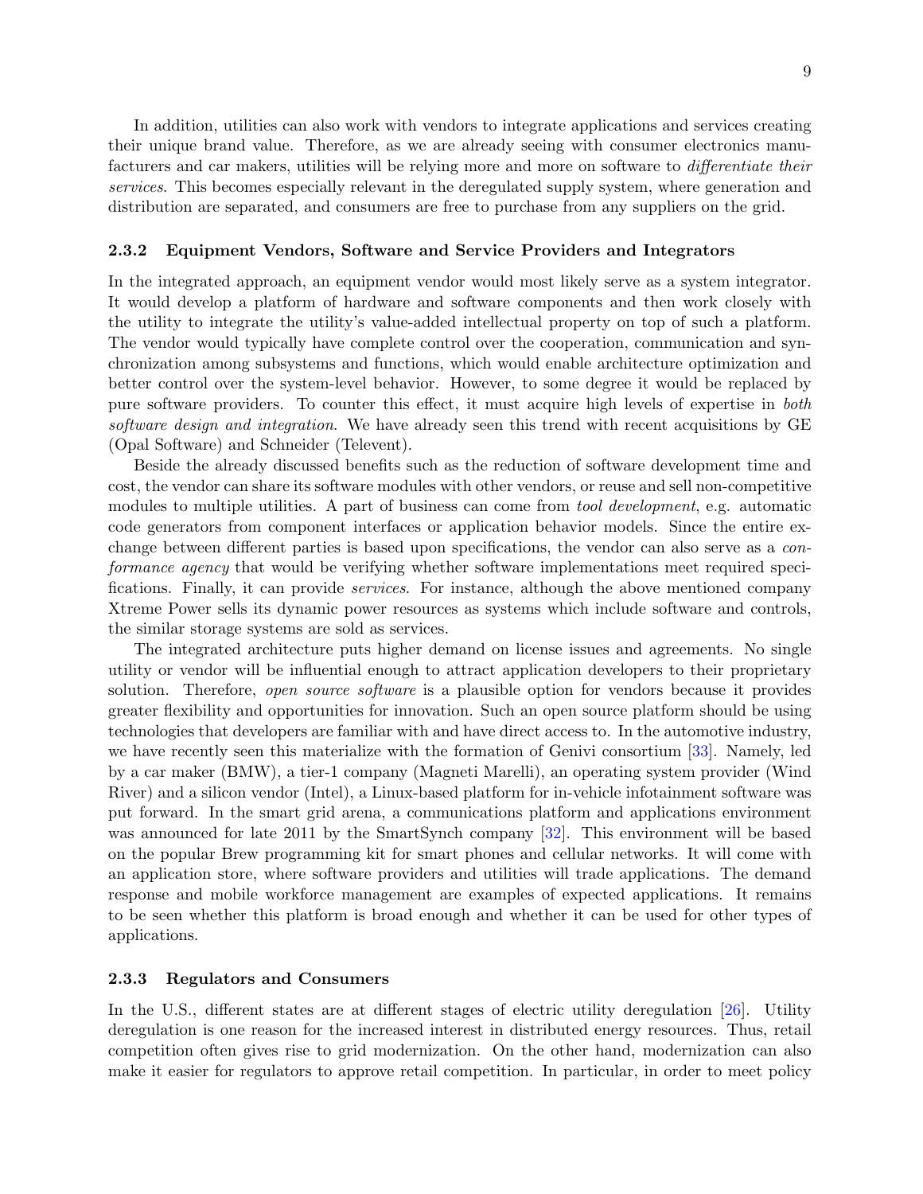In addition, utilities can also work with vendors to integrate applications and services creating their unique brand value. Therefore, as we are already seeing with consumer electronics manufacturers and car makers, utilities will be relying more and more on software to *differentiate their services*. This becomes especially relevant in the deregulated supply system, where generation and distribution are separated, and consumers are free to purchase from any suppliers on the grid.

### 2.3.2 Equipment Vendors, Software and Service Providers and Integrators

In the integrated approach, an equipment vendor would most likely serve as a system integrator. It would develop a platform of hardware and software components and then work closely with the utility to integrate the utility's value-added intellectual property on top of such a platform. The vendor would typically have complete control over the cooperation, communication and synchronization among subsystems and functions, which would enable architecture optimization and better control over the system-level behavior. However, to some degree it would be replaced by pure software providers. To counter this effect, it must acquire high levels of expertise in *both software design and integration*. We have already seen this trend with recent acquisitions by GE (Opal Software) and Schneider (Televent).

Beside the already discussed benefits such as the reduction of software development time and cost, the vendor can share its software modules with other vendors, or reuse and sell non-competitive modules to multiple utilities. A part of business can come from *tool development*, e.g. automatic code generators from component interfaces or application behavior models. Since the entire exchange between different parties is based upon specifications, the vendor can also serve as a *conformance agency* that would be verifying whether software implementations meet required specifications. Finally, it can provide *services*. For instance, although the above mentioned company Xtreme Power sells its dynamic power resources as systems which include software and controls, the similar storage systems are sold as services.

The integrated architecture puts higher demand on license issues and agreements. No single utility or vendor will be influential enough to attract application developers to their proprietary solution. Therefore, *open source software* is a plausible option for vendors because it provides greater flexibility and opportunities for innovation. Such an open source platform should be using technologies that developers are familiar with and have direct access to. In the automotive industry, we have recently seen this materialize with the formation of Genivi consortium [33]. Namely, led by a car maker (BMW), a tier-1 company (Magneti Marelli), an operating system provider (Wind River) and a silicon vendor (Intel), a Linux-based platform for in-vehicle infotainment software was put forward. In the smart grid arena, a communications platform and applications environment was announced for late 2011 by the SmartSynch company [32]. This environment will be based on the popular Brew programming kit for smart phones and cellular networks. It will come with an application store, where software providers and utilities will trade applications. The demand response and mobile workforce management are examples of expected applications. It remains to be seen whether this platform is broad enough and whether it can be used for other types of applications.

### 2.3.3 Regulators and Consumers

In the U.S., different states are at different stages of electric utility deregulation [26]. Utility deregulation is one reason for the increased interest in distributed energy resources. Thus, retail competition often gives rise to grid modernization. On the other hand, modernization can also make it easier for regulators to approve retail competition. In particular, in order to meet policy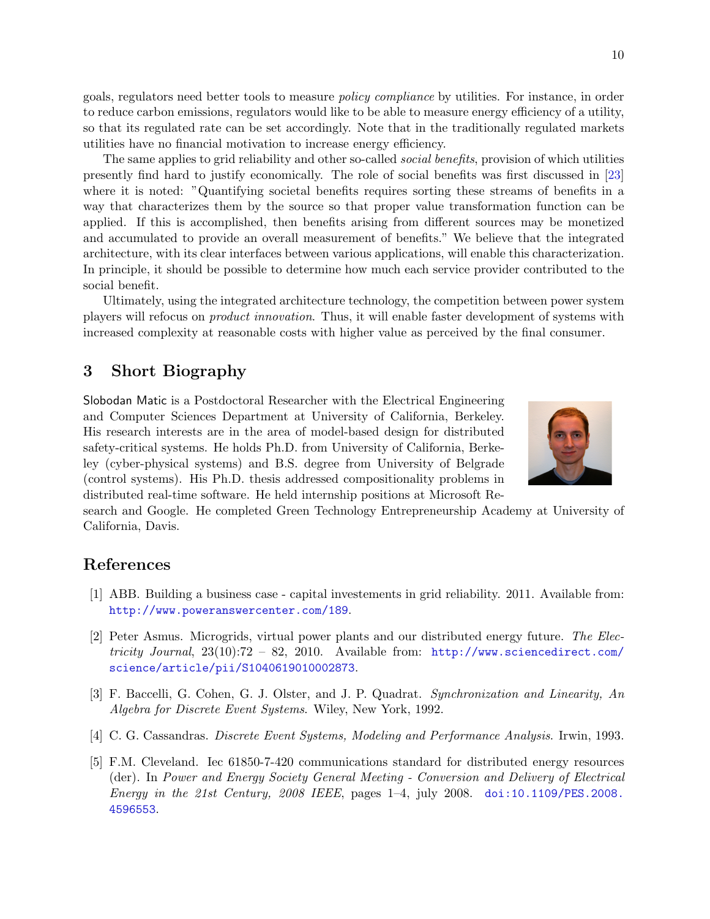goals, regulators need better tools to measure *policy compliance* by utilities. For instance, in order to reduce carbon emissions, regulators would like to be able to measure energy efficiency of a utility, so that its regulated rate can be set accordingly. Note that in the traditionally regulated markets utilities have no financial motivation to increase energy efficiency.

The same applies to grid reliability and other so-called *social benefits*, provision of which utilities presently find hard to justify economically. The role of social benefits was first discussed in [23] where it is noted: "Quantifying societal benefits requires sorting these streams of benefits in a way that characterizes them by the source so that proper value transformation function can be applied. If this is accomplished, then benefits arising from different sources may be monetized and accumulated to provide an overall measurement of benefits." We believe that the integrated architecture, with its clear interfaces between various applications, will enable this characterization. In principle, it should be possible to determine how much each service provider contributed to the social benefit.

Ultimately, using the integrated architecture technology, the competition between power system players will refocus on *product innovation*. Thus, it will enable faster development of systems with increased complexity at reasonable costs with higher value as perceived by the final consumer.

## 3 Short Biography

Slobodan Matic is a Postdoctoral Researcher with the Electrical Engineering and Computer Sciences Department at University of California, Berkeley. His research interests are in the area of model-based design for distributed safety-critical systems. He holds Ph.D. from University of California, Berkeley (cyber-physical systems) and B.S. degree from University of Belgrade (control systems). His Ph.D. thesis addressed compositionality problems in distributed real-time software. He held internship positions at Microsoft Research and Google. He completed Green Technology Entrepreneurship Academy at University of California, Davis.

## References

[1] ABB. Building a business case - capital investements in grid reliability. 2011. Available from: http://www.poweranswercenter.com/189.

[2] Peter Asmus. Microgrids, virtual power plants and our distributed energy future. *The Electricity Journal*, 23(10):72 – 82, 2010. Available from: http://www.sciencedirect.com/science/article/pii/S1040619010002873.

[3] F. Baccelli, G. Cohen, G. J. Olster, and J. P. Quadrat. *Synchronization and Linearity, An Algebra for Discrete Event Systems*. Wiley, New York, 1992.

[4] C. G. Cassandras. *Discrete Event Systems, Modeling and Performance Analysis*. Irwin, 1993.

[5] F.M. Cleveland. Iec 61850-7-420 communications standard for distributed energy resources (der). In *Power and Energy Society General Meeting - Conversion and Delivery of Electrical Energy in the 21st Century, 2008 IEEE*, pages 1–4, july 2008. doi:10.1109/PES.2008.4596553.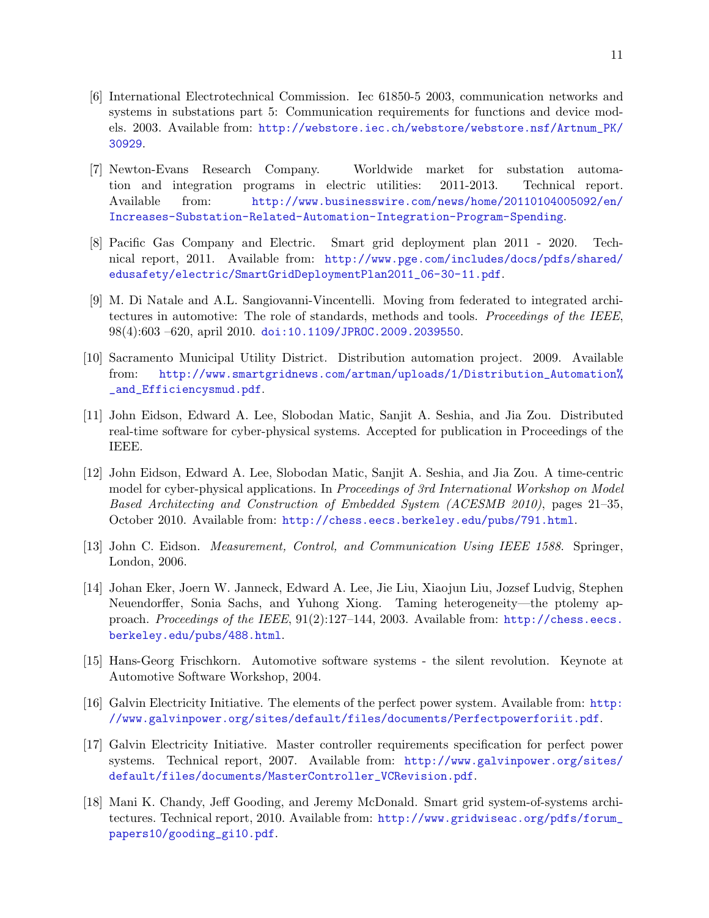[6] International Electrotechnical Commission. Iec 61850-5 2003, communication networks and systems in substations part 5: Communication requirements for functions and device models. 2003. Available from: http://webstore.iec.ch/webstore/webstore.nsf/Artnum_PK/30929.

[7] Newton-Evans Research Company. Worldwide market for substation automation and integration programs in electric utilities: 2011-2013. Technical report. Available from: http://www.businesswire.com/news/home/20110104005092/en/Increases-Substation-Related-Automation-Integration-Program-Spending.

[8] Pacific Gas Company and Electric. Smart grid deployment plan 2011 - 2020. Technical report, 2011. Available from: http://www.pge.com/includes/docs/pdfs/shared/edusafety/electric/SmartGridDeploymentPlan2011_06-30-11.pdf.

[9] M. Di Natale and A.L. Sangiovanni-Vincentelli. Moving from federated to integrated architectures in automotive: The role of standards, methods and tools. *Proceedings of the IEEE*, 98(4):603 –620, april 2010. doi:10.1109/JPROC.2009.2039550.

[10] Sacramento Municipal Utility District. Distribution automation project. 2009. Available from: http://www.smartgridnews.com/artman/uploads/1/Distribution_Automation%_and_Efficiencysmud.pdf.

[11] John Eidson, Edward A. Lee, Slobodan Matic, Sanjit A. Seshia, and Jia Zou. Distributed real-time software for cyber-physical systems. Accepted for publication in Proceedings of the IEEE.

[12] John Eidson, Edward A. Lee, Slobodan Matic, Sanjit A. Seshia, and Jia Zou. A time-centric model for cyber-physical applications. In *Proceedings of 3rd International Workshop on Model Based Architecting and Construction of Embedded System (ACESMB 2010)*, pages 21–35, October 2010. Available from: http://chess.eecs.berkeley.edu/pubs/791.html.

[13] John C. Eidson. *Measurement, Control, and Communication Using IEEE 1588*. Springer, London, 2006.

[14] Johan Eker, Joern W. Janneck, Edward A. Lee, Jie Liu, Xiaojun Liu, Jozsef Ludvig, Stephen Neuendorffer, Sonia Sachs, and Yuhong Xiong. Taming heterogeneity—the ptolemy approach. *Proceedings of the IEEE*, 91(2):127–144, 2003. Available from: http://chess.eecs.berkeley.edu/pubs/488.html.

[15] Hans-Georg Frischkorn. Automotive software systems - the silent revolution. Keynote at Automotive Software Workshop, 2004.

[16] Galvin Electricity Initiative. The elements of the perfect power system. Available from: http://www.galvinpower.org/sites/default/files/documents/Perfectpowerforiit.pdf.

[17] Galvin Electricity Initiative. Master controller requirements specification for perfect power systems. Technical report, 2007. Available from: http://www.galvinpower.org/sites/default/files/documents/MasterController_VCRevision.pdf.

[18] Mani K. Chandy, Jeff Gooding, and Jeremy McDonald. Smart grid system-of-systems architectures. Technical report, 2010. Available from: http://www.gridwiseac.org/pdfs/forum_papers10/gooding_gi10.pdf.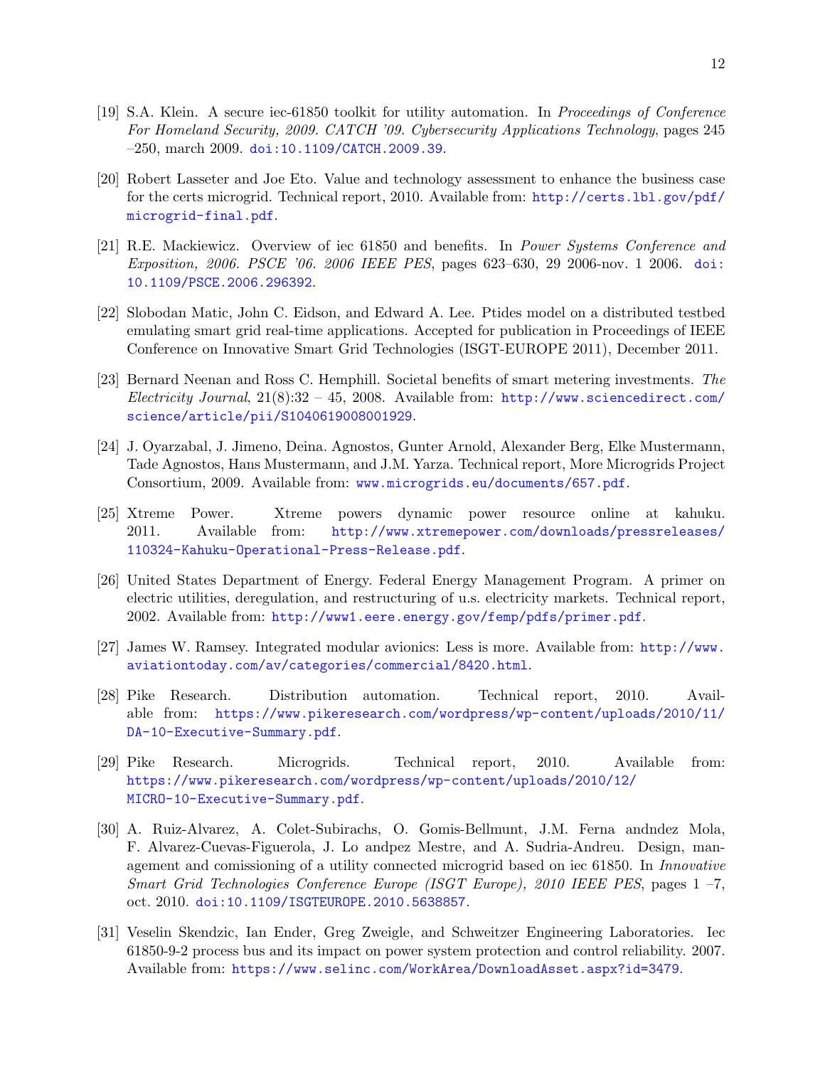[19] S.A. Klein. A secure iec-61850 toolkit for utility automation. In *Proceedings of Conference For Homeland Security, 2009. CATCH '09. Cybersecurity Applications Technology*, pages 245 –250, march 2009. doi:10.1109/CATCH.2009.39.

[20] Robert Lasseter and Joe Eto. Value and technology assessment to enhance the business case for the certs microgrid. Technical report, 2010. Available from: http://certs.lbl.gov/pdf/microgrid-final.pdf.

[21] R.E. Mackiewicz. Overview of iec 61850 and benefits. In *Power Systems Conference and Exposition, 2006. PSCE '06. 2006 IEEE PES*, pages 623–630, 29 2006-nov. 1 2006. doi:10.1109/PSCE.2006.296392.

[22] Slobodan Matic, John C. Eidson, and Edward A. Lee. Ptides model on a distributed testbed emulating smart grid real-time applications. Accepted for publication in Proceedings of IEEE Conference on Innovative Smart Grid Technologies (ISGT-EUROPE 2011), December 2011.

[23] Bernard Neenan and Ross C. Hemphill. Societal benefits of smart metering investments. *The Electricity Journal*, 21(8):32 – 45, 2008. Available from: http://www.sciencedirect.com/science/article/pii/S1040619008001929.

[24] J. Oyarzabal, J. Jimeno, Deina. Agnostos, Gunter Arnold, Alexander Berg, Elke Mustermann, Tade Agnostos, Hans Mustermann, and J.M. Yarza. Technical report, More Microgrids Project Consortium, 2009. Available from: www.microgrids.eu/documents/657.pdf.

[25] Xtreme Power. Xtreme powers dynamic power resource online at kahuku. 2011. Available from: http://www.xtremepower.com/downloads/pressreleases/110324-Kahuku-Operational-Press-Release.pdf.

[26] United States Department of Energy. Federal Energy Management Program. A primer on electric utilities, deregulation, and restructuring of u.s. electricity markets. Technical report, 2002. Available from: http://www1.eere.energy.gov/femp/pdfs/primer.pdf.

[27] James W. Ramsey. Integrated modular avionics: Less is more. Available from: http://www.aviationtoday.com/av/categories/commercial/8420.html.

[28] Pike Research. Distribution automation. Technical report, 2010. Available from: https://www.pikeresearch.com/wordpress/wp-content/uploads/2010/11/DA-10-Executive-Summary.pdf.

[29] Pike Research. Microgrids. Technical report, 2010. Available from: https://www.pikeresearch.com/wordpress/wp-content/uploads/2010/12/MICRO-10-Executive-Summary.pdf.

[30] A. Ruiz-Alvarez, A. Colet-Subirachs, O. Gomis-Bellmunt, J.M. Ferna andndez Mola, F. Alvarez-Cuevas-Figuerola, J. Lo andpez Mestre, and A. Sudria-Andreu. Design, management and comissioning of a utility connected microgrid based on iec 61850. In *Innovative Smart Grid Technologies Conference Europe (ISGT Europe), 2010 IEEE PES*, pages 1 –7, oct. 2010. doi:10.1109/ISGTEUROPE.2010.5638857.

[31] Veselin Skendzic, Ian Ender, Greg Zweigle, and Schweitzer Engineering Laboratories. Iec 61850-9-2 process bus and its impact on power system protection and control reliability. 2007. Available from: https://www.selinc.com/WorkArea/DownloadAsset.aspx?id=3479.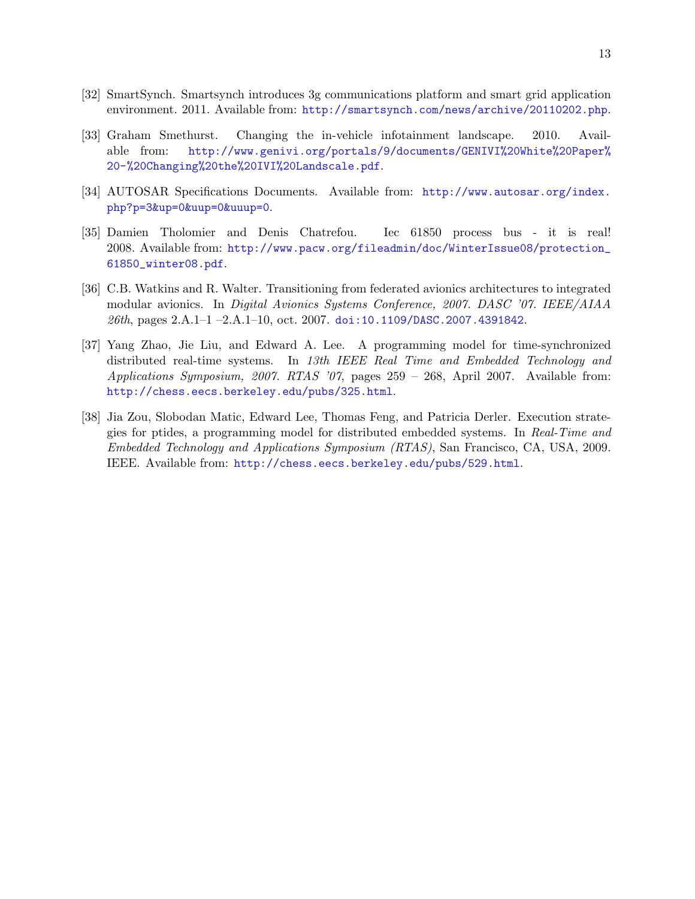[32] SmartSynch. Smartsynch introduces 3g communications platform and smart grid application environment. 2011. Available from: http://smartsynch.com/news/archive/20110202.php.

[33] Graham Smethurst. Changing the in-vehicle infotainment landscape. 2010. Available from: http://www.genivi.org/portals/9/documents/GENIVI%20White%20Paper%20-%20Changing%20the%20IVI%20Landscale.pdf.

[34] AUTOSAR Specifications Documents. Available from: http://www.autosar.org/index.php?p=3&up=0&uup=0&uuup=0.

[35] Damien Tholomier and Denis Chatrefou. Iec 61850 process bus - it is real! 2008. Available from: http://www.pacw.org/fileadmin/doc/WinterIssue08/protection_61850_winter08.pdf.

[36] C.B. Watkins and R. Walter. Transitioning from federated avionics architectures to integrated modular avionics. In *Digital Avionics Systems Conference, 2007. DASC '07. IEEE/AIAA 26th*, pages 2.A.1–1 –2.A.1–10, oct. 2007. doi:10.1109/DASC.2007.4391842.

[37] Yang Zhao, Jie Liu, and Edward A. Lee. A programming model for time-synchronized distributed real-time systems. In *13th IEEE Real Time and Embedded Technology and Applications Symposium, 2007. RTAS '07*, pages 259 – 268, April 2007. Available from: http://chess.eecs.berkeley.edu/pubs/325.html.

[38] Jia Zou, Slobodan Matic, Edward Lee, Thomas Feng, and Patricia Derler. Execution strategies for ptides, a programming model for distributed embedded systems. In *Real-Time and Embedded Technology and Applications Symposium (RTAS)*, San Francisco, CA, USA, 2009. IEEE. Available from: http://chess.eecs.berkeley.edu/pubs/529.html.